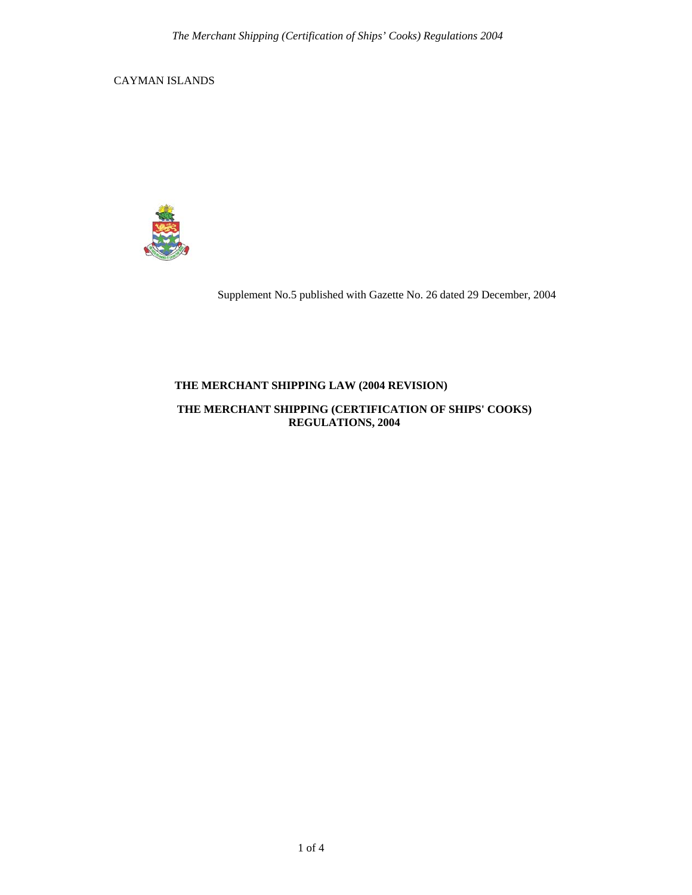CAYMAN ISLANDS

Supplement No.5 published with Gazette No. 26 dated 29 December, 2004

# THE MERCHANT SHIPPING LAW (2004 REVISION)

## THE MERCHANT SHIPPING (CERTIFICATION OF SHIPS' COOKS) REGULATIONS, 2004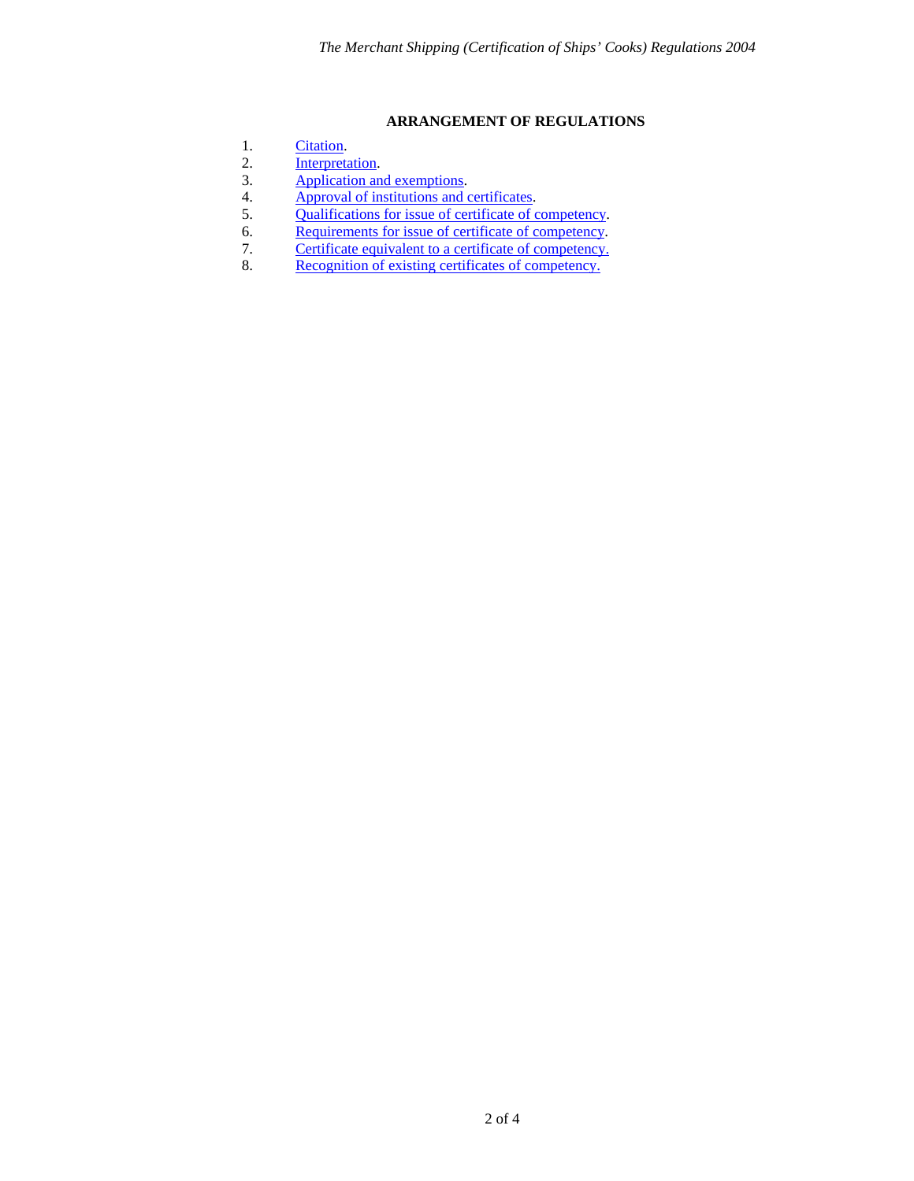## ARRANGEMENT OF REGULATIONS

1. Citation.
2. Interpretation.
3. Application and exemptions.
4. Approval of institutions and certificates.
5. Qualifications for issue of certificate of competency.
6. Requirements for issue of certificate of competency.
7. Certificate equivalent to a certificate of competency.
8. Recognition of existing certificates of competency.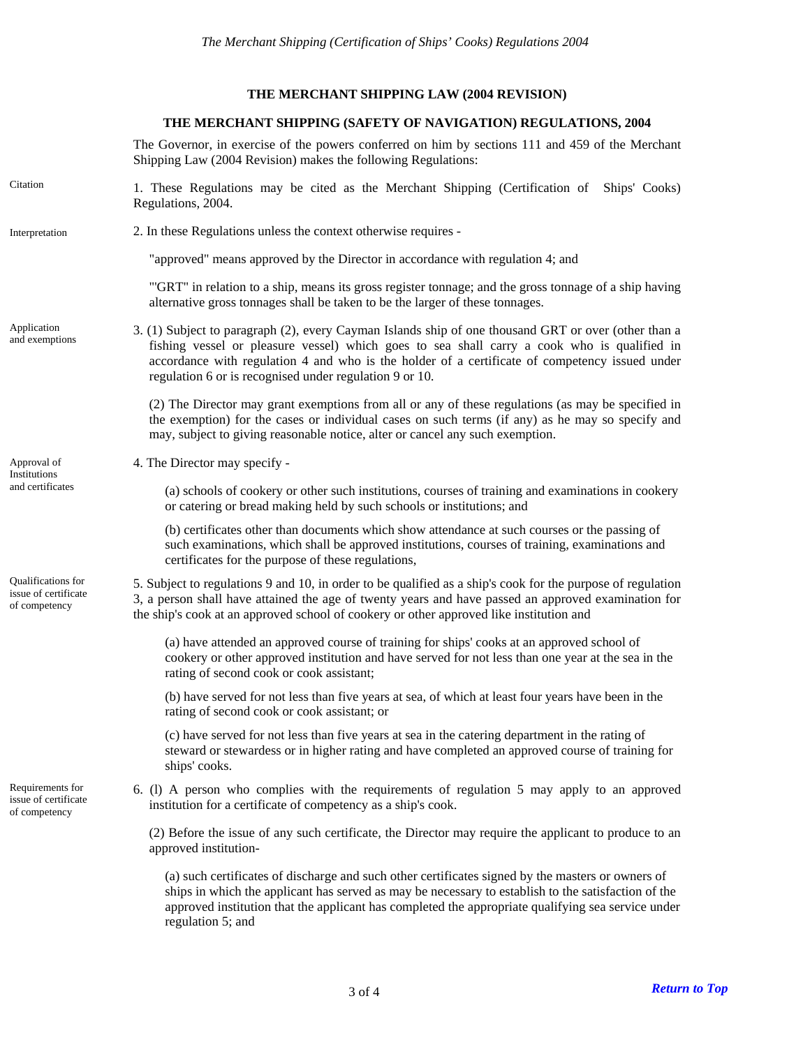## THE MERCHANT SHIPPING LAW (2004 REVISION)

## THE MERCHANT SHIPPING (SAFETY OF NAVIGATION) REGULATIONS, 2004

The Governor, in exercise of the powers conferred on him by sections 111 and 459 of the Merchant Shipping Law (2004 Revision) makes the following Regulations:

*Citation*

1. These Regulations may be cited as the Merchant Shipping (Certification of Ships' Cooks) Regulations, 2004.

*Interpretation*

2. In these Regulations unless the context otherwise requires -

"approved" means approved by the Director in accordance with regulation 4; and

"'GRT" in relation to a ship, means its gross register tonnage; and the gross tonnage of a ship having alternative gross tonnages shall be taken to be the larger of these tonnages.

*Application and exemptions*

3. (1) Subject to paragraph (2), every Cayman Islands ship of one thousand GRT or over (other than a fishing vessel or pleasure vessel) which goes to sea shall carry a cook who is qualified in accordance with regulation 4 and who is the holder of a certificate of competency issued under regulation 6 or is recognised under regulation 9 or 10.

(2) The Director may grant exemptions from all or any of these regulations (as may be specified in the exemption) for the cases or individual cases on such terms (if any) as he may so specify and may, subject to giving reasonable notice, alter or cancel any such exemption.

*Approval of Institutions and certificates*

4. The Director may specify -

(a) schools of cookery or other such institutions, courses of training and examinations in cookery or catering or bread making held by such schools or institutions; and

(b) certificates other than documents which show attendance at such courses or the passing of such examinations, which shall be approved institutions, courses of training, examinations and certificates for the purpose of these regulations,

*Qualifications for issue of certificate of competency*

5. Subject to regulations 9 and 10, in order to be qualified as a ship's cook for the purpose of regulation 3, a person shall have attained the age of twenty years and have passed an approved examination for the ship's cook at an approved school of cookery or other approved like institution and

(a) have attended an approved course of training for ships' cooks at an approved school of cookery or other approved institution and have served for not less than one year at the sea in the rating of second cook or cook assistant;

(b) have served for not less than five years at sea, of which at least four years have been in the rating of second cook or cook assistant; or

(c) have served for not less than five years at sea in the catering department in the rating of steward or stewardess or in higher rating and have completed an approved course of training for ships' cooks.

*Requirements for issue of certificate of competency*

6. (l) A person who complies with the requirements of regulation 5 may apply to an approved institution for a certificate of competency as a ship's cook.

(2) Before the issue of any such certificate, the Director may require the applicant to produce to an approved institution-

(a) such certificates of discharge and such other certificates signed by the masters or owners of ships in which the applicant has served as may be necessary to establish to the satisfaction of the approved institution that the applicant has completed the appropriate qualifying sea service under regulation 5; and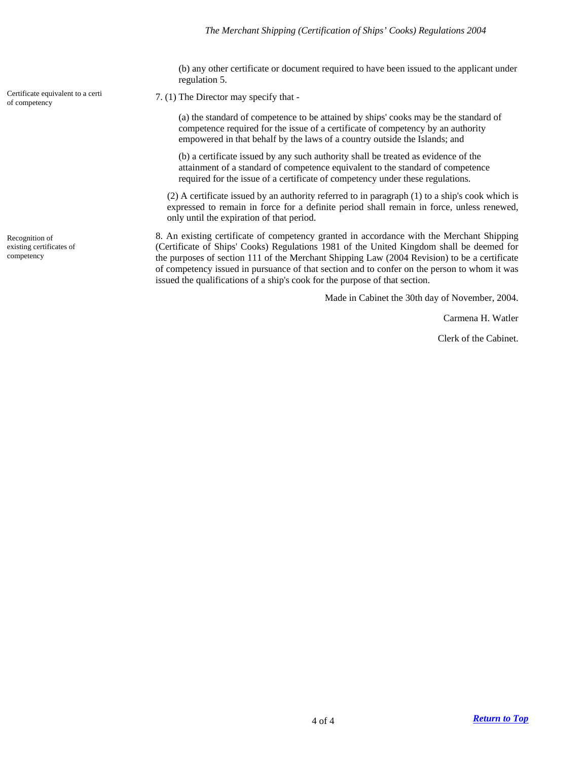(b) any other certificate or document required to have been issued to the applicant under regulation 5.

Certificate equivalent to a certi of competency

7. (1) The Director may specify that -

(a) the standard of competence to be attained by ships' cooks may be the standard of competence required for the issue of a certificate of competency by an authority empowered in that behalf by the laws of a country outside the Islands; and

(b) a certificate issued by any such authority shall be treated as evidence of the attainment of a standard of competence equivalent to the standard of competence required for the issue of a certificate of competency under these regulations.

(2) A certificate issued by an authority referred to in paragraph (1) to a ship's cook which is expressed to remain in force for a definite period shall remain in force, unless renewed, only until the expiration of that period.

Recognition of existing certificates of competency

8. An existing certificate of competency granted in accordance with the Merchant Shipping (Certificate of Ships' Cooks) Regulations 1981 of the United Kingdom shall be deemed for the purposes of section 111 of the Merchant Shipping Law (2004 Revision) to be a certificate of competency issued in pursuance of that section and to confer on the person to whom it was issued the qualifications of a ship's cook for the purpose of that section.

Made in Cabinet the 30th day of November, 2004.

Carmena H. Watler

Clerk of the Cabinet.